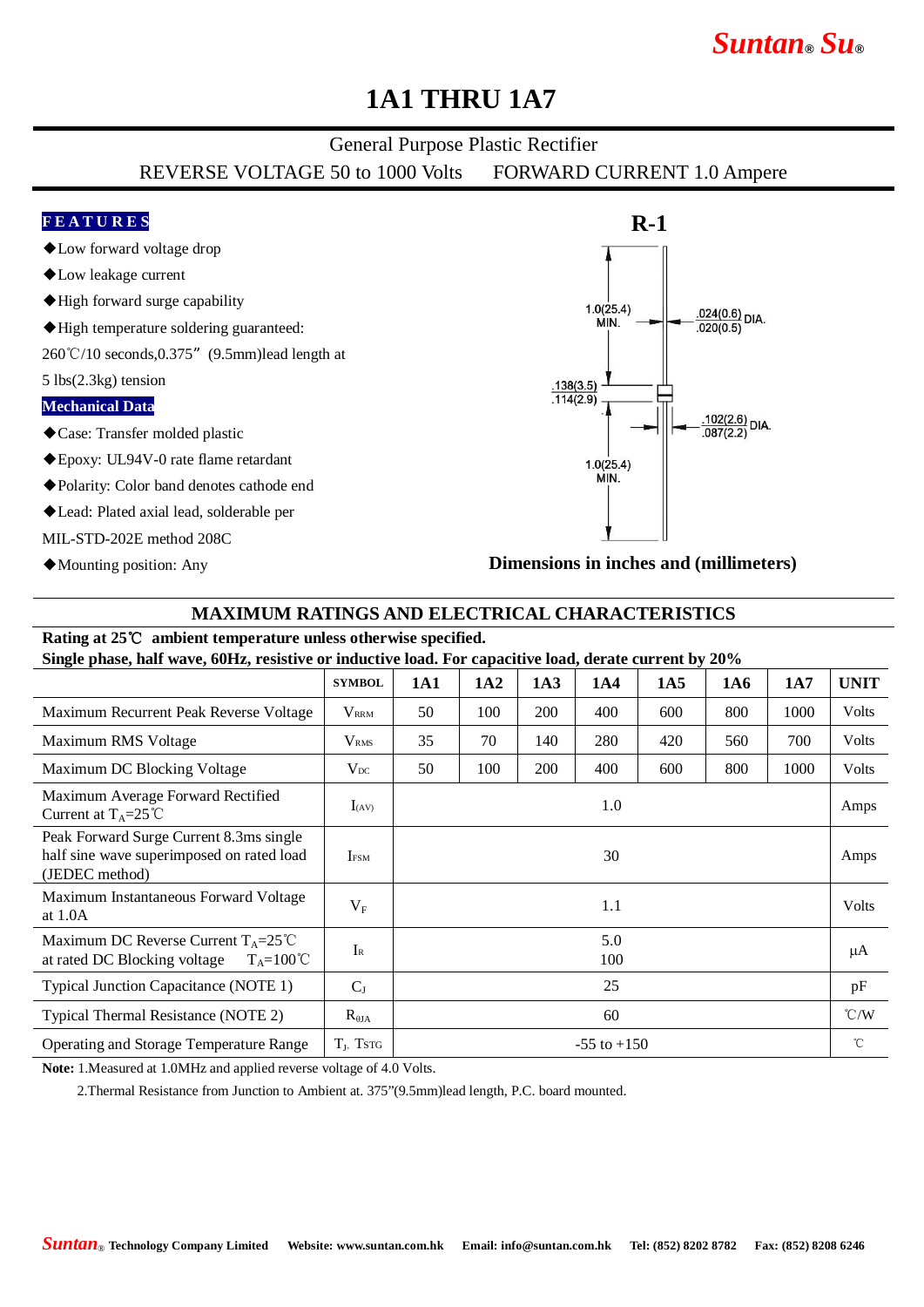# 1A1 THRU 1A7

General Purpose Plastic Rectifier

REVERSE VOLTAGE 50 to 1000 Volts FORWARD CURRENT 1.0 Ampere

**FEATURES**

- ◆Low forward voltage drop
- ◆Low leakage current
- ◆High forward surge capability
- ◆High temperature soldering guaranteed: 260℃/10 seconds,0.375”(9.5mm)lead length at 5 lbs(2.3kg) tension

**Mechanical Data**

- ◆Case: Transfer molded plastic
- ◆Epoxy: UL94V-0 rate flame retardant
- ◆Polarity: Color band denotes cathode end
- ◆Lead: Plated axial lead, solderable per MIL-STD-202E method 208C
- ◆Mounting position: Any

**R-1**

1.0(25.4) MIN.

.024(0.6) / .020(0.5) DIA.

.138(3.5) / .114(2.9)

.102(2.6) / .087(2.2) DIA.

1.0(25.4) MIN.

**Dimensions in inches and (millimeters)**

## MAXIMUM RATINGS AND ELECTRICAL CHARACTERISTICS

**Rating at 25℃ ambient temperature unless otherwise specified.**
**Single phase, half wave, 60Hz, resistive or inductive load. For capacitive load, derate current by 20%**

| | SYMBOL | 1A1 | 1A2 | 1A3 | 1A4 | 1A5 | 1A6 | 1A7 | UNIT |
|---|---|---|---|---|---|---|---|---|---|
| Maximum Recurrent Peak Reverse Voltage | $V_{RRM}$ | 50 | 100 | 200 | 400 | 600 | 800 | 1000 | Volts |
| Maximum RMS Voltage | $V_{RMS}$ | 35 | 70 | 140 | 280 | 420 | 560 | 700 | Volts |
| Maximum DC Blocking Voltage | $V_{DC}$ | 50 | 100 | 200 | 400 | 600 | 800 | 1000 | Volts |
| Maximum Average Forward Rectified Current at $T_A$=25℃ | $I_{(AV)}$ | 1.0 | | | | | | | Amps |
| Peak Forward Surge Current 8.3ms single half sine wave superimposed on rated load (JEDEC method) | $I_{FSM}$ | 30 | | | | | | | Amps |
| Maximum Instantaneous Forward Voltage at 1.0A | $V_F$ | 1.1 | | | | | | | Volts |
| Maximum DC Reverse Current $T_A$=25℃ at rated DC Blocking voltage $T_A$=100℃ | $I_R$ | 5.0 / 100 | | | | | | | µA |
| Typical Junction Capacitance (NOTE 1) | $C_J$ | 25 | | | | | | | pF |
| Typical Thermal Resistance (NOTE 2) | $R_{\theta JA}$ | 60 | | | | | | | ℃/W |
| Operating and Storage Temperature Range | $T_J$, $T_{STG}$ | -55 to +150 | | | | | | | ℃ |

**Note:** 1.Measured at 1.0MHz and applied reverse voltage of 4.0 Volts.

2.Thermal Resistance from Junction to Ambient at. 375”(9.5mm)lead length, P.C. board mounted.

*Suntan*® Technology Company Limited Website: www.suntan.com.hk Email: info@suntan.com.hk Tel: (852) 8202 8782 Fax: (852) 8208 6246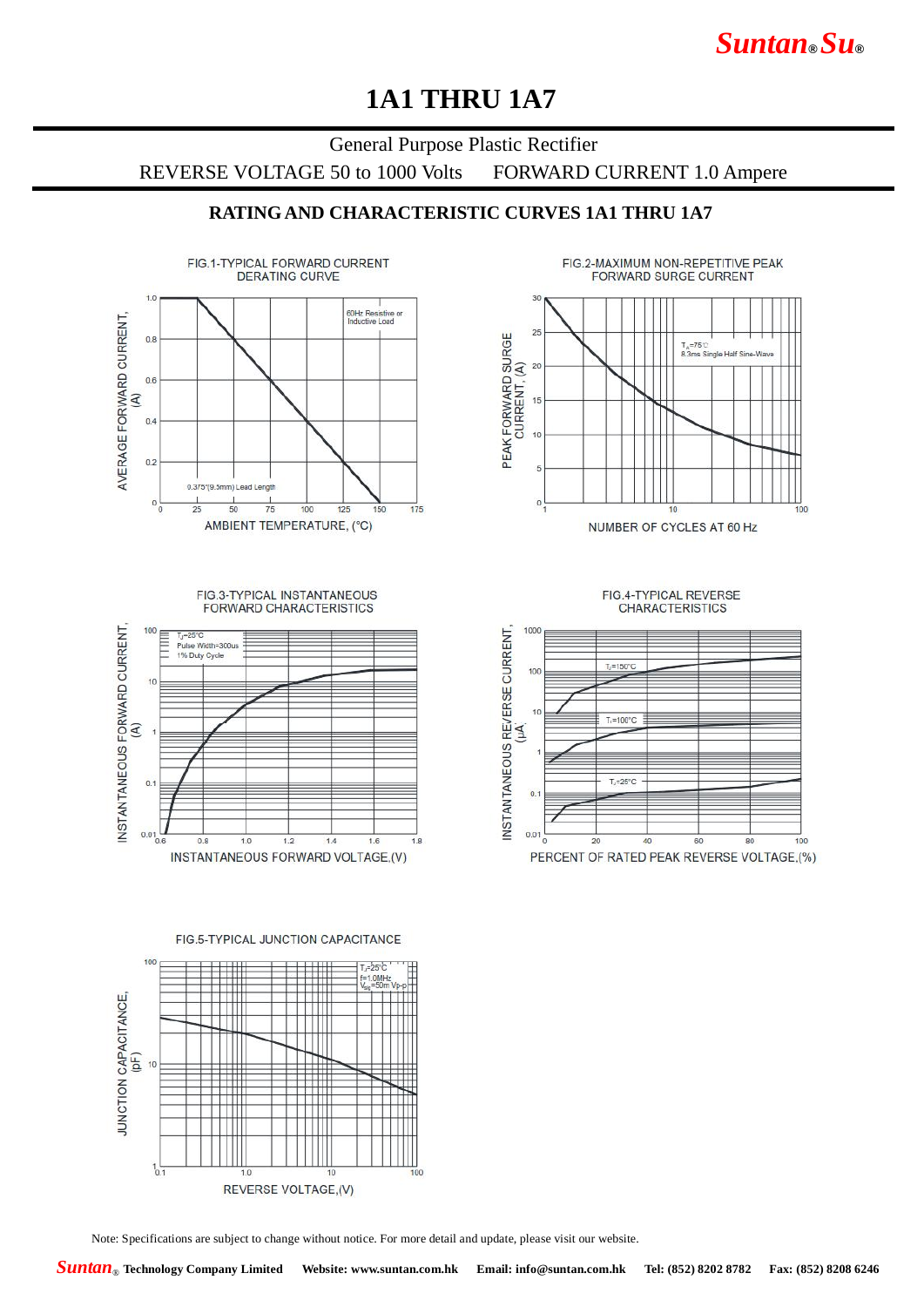# 1A1 THRU 1A7

General Purpose Plastic Rectifier

REVERSE VOLTAGE 50 to 1000 Volts　　FORWARD CURRENT 1.0 Ampere

## RATING AND CHARACTERISTIC CURVES 1A1 THRU 1A7

FIG.1-TYPICAL FORWARD CURRENT DERATING CURVE

AVERAGE FORWARD CURRENT, (A)

1.0
0.8
0.6
0.4
0.2
0

60Hz Resistive or Inductive Load

0.375"(9.5mm) Lead Length

0 25 50 75 100 125 150 175

AMBIENT TEMPERATURE, (°C)

FIG.2-MAXIMUM NON-REPETITIVE PEAK FORWARD SURGE CURRENT

PEAK FORWARD SURGE CURRENT, (A)

30
25
20
15
10
5
0

$T_A$=75°C
8.3ms Single Half Sine-Wave

1 10 100

NUMBER OF CYCLES AT 60 Hz

FIG.3-TYPICAL INSTANTANEOUS FORWARD CHARACTERISTICS

INSTANTANEOUS FORWARD CURRENT, (A)

100
10
1
0.1
0.01

$T_J$=25°C
Pulse Width=300us
1% Duty Cycle

0.6 0.8 1.0 1.2 1.4 1.6 1.8

INSTANTANEOUS FORWARD VOLTAGE,(V)

FIG.4-TYPICAL REVERSE CHARACTERISTICS

INSTANTANEOUS REVERSE CURRENT, (μA)

1000
100
10
1
0.1
0.01

$T_J$=150°C
$T_J$=100°C
$T_J$=25°C

0 20 40 60 80 100

PERCENT OF RATED PEAK REVERSE VOLTAGE,(%)

FIG.5-TYPICAL JUNCTION CAPACITANCE

JUNCTION CAPACITANCE, (pF)

100
10
1

$T_J$=25°C
f=1.0MHz
$V_{sig}$=50m Vp-p

0.1 1.0 10 100

REVERSE VOLTAGE,(V)

Note: Specifications are subject to change without notice. For more detail and update, please visit our website.